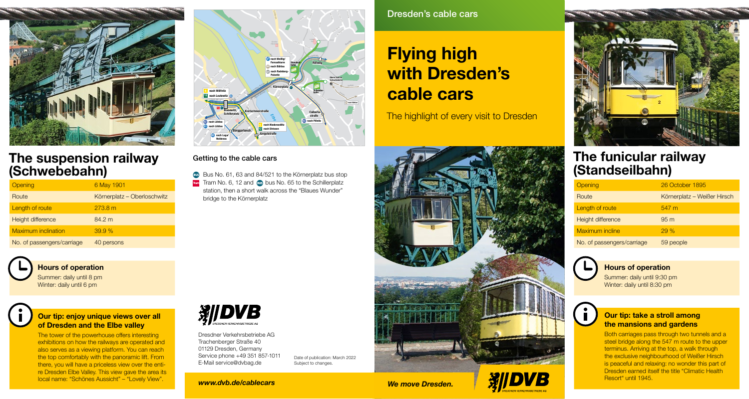# Dresden's cable cars

# Flying high with Dresden's cable cars

The highlight of every visit to Dresden

## The suspension railway (Schwebebahn)

| Opening | 6 May 1901 |
|---|---|
| Route | Körnerplatz – Oberloschwitz |
| Length of route | 273.8 m |
| Height difference | 84.2 m |
| Maximum inclination | 39.9 % |
| No. of passengers/carriage | 40 persons |

### Hours of operation

Summer: daily until 8 pm
Winter: daily until 6 pm

### Our tip: enjoy unique views over all of Dresden and the Elbe valley

The tower of the powerhouse offers interesting exhibitions on how the railways are operated and also serves as a viewing platform. You can reach the top comfortably with the panoramic lift. From there, you will have a priceless view over the entire Dresden Elbe Valley. This view gave the area its local name: "Schönes Aussicht" – "Lovely View".

### Getting to the cable cars

- Bus No. 61, 63 and 84/521 to the Körnerplatz bus stop
- Tram No. 6, 12 and bus No. 65 to the Schillerplatz station, then a short walk across the "Blaues Wunder" bridge to the Körnerplatz

Dresdner Verkehrsbetriebe AG
Trachenberger Straße 40
01129 Dresden, Germany
Service phone +49 351 857-1011
E-Mail service@dvbag.de

Date of publication: March 2022
Subject to changes.

*www.dvb.de/cablecars*

*We move Dresden.*

## The funicular railway (Standseilbahn)

| Opening | 26 October 1895 |
|---|---|
| Route | Körnerplatz – Weißer Hirsch |
| Length of route | 547 m |
| Height difference | 95 m |
| Maximum incline | 29 % |
| No. of passengers/carriage | 59 people |

### Hours of operation

Summer: daily until 9:30 pm
Winter: daily until 8:30 pm

### Our tip: take a stroll among the mansions and gardens

Both carriages pass through two tunnels and a steel bridge along the 547 m route to the upper terminus. Arriving at the top, a walk through the exclusive neighbourhood of Weißer Hirsch is peaceful and relaxing: no wonder this part of Dresden earned itself the title "Climatic Health Resort" until 1945.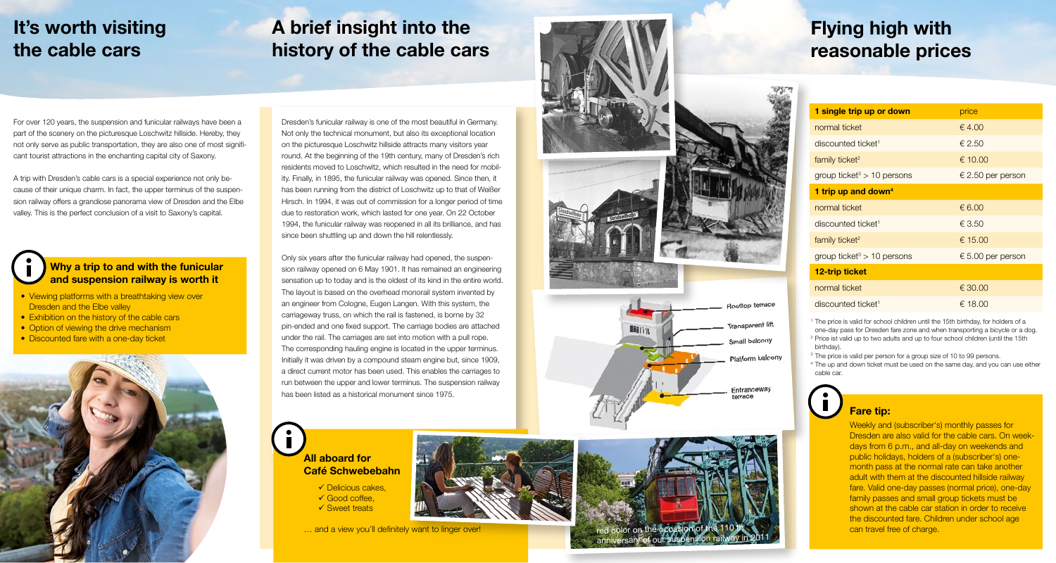# It's worth visiting the cable cars

For over 120 years, the suspension and funicular railways have been a part of the scenery on the picturesque Loschwitz hillside. Hereby, they not only serve as public transportation, they are also one of most significant tourist attractions in the enchanting capital city of Saxony.

A trip with Dresden's cable cars is a special experience not only because of their unique charm. In fact, the upper terminus of the suspension railway offers a grandiose panorama view of Dresden and the Elbe valley. This is the perfect conclusion of a visit to Saxony's capital.

### Why a trip to and with the funicular and suspension railway is worth it

- Viewing platforms with a breathtaking view over Dresden and the Elbe valley
- Exhibition on the history of the cable cars
- Option of viewing the drive mechanism
- Discounted fare with a one-day ticket

# A brief insight into the history of the cable cars

Dresden's funicular railway is one of the most beautiful in Germany. Not only the technical monument, but also its exceptional location on the picturesque Loschwitz hillside attracts many visitors year round. At the beginning of the 19th century, many of Dresden's rich residents moved to Loschwitz, which resulted in the need for mobility. Finally, in 1895, the funicular railway was opened. Since then, it has been running from the district of Loschwitz up to that of Weißer Hirsch. In 1994, it was out of commission for a longer period of time due to restoration work, which lasted for one year. On 22 October 1994, the funicular railway was reopened in all its brilliance, and has since been shuttling up and down the hill relentlessly.

Only six years after the funicular railway had opened, the suspension railway opened on 6 May 1901. It has remained an engineering sensation up to today and is the oldest of its kind in the entire world. The layout is based on the overhead monorail system invented by an engineer from Cologne, Eugen Langen. With this system, the carriageway truss, on which the rail is fastened, is borne by 32 pin-ended and one fixed support. The carriage bodies are attached under the rail. The carriages are set into motion with a pull rope. The corresponding hauling engine is located in the upper terminus. Initially it was driven by a compound steam engine but, since 1909, a direct current motor has been used. This enables the carriages to run between the upper and lower terminus. The suspension railway has been listed as a historical monument since 1975.

### All aboard for Café Schwebebahn

- ✓ Delicious cakes,
- ✓ Good coffee,
- ✓ Sweet treats

… and a view you'll definitely want to linger over!

Rooftop terrace

Transparent lift

Small balcony

Platform balcony

Entranceway terrace

red color on the occasion of the 110 th anniversary of our suspension railway in 2011

# Flying high with reasonable prices

| 1 single trip up or down | price |
|---|---|
| normal ticket | € 4.00 |
| discounted ticket[1] | € 2.50 |
| family ticket[2] | € 10.00 |
| group ticket[3] > 10 persons | € 2.50 per person |
| **1 trip up and down[4]** | |
| normal ticket | € 6.00 |
| discounted ticket[1] | € 3.50 |
| family ticket[2] | € 15.00 |
| group ticket[3] > 10 persons | € 5.00 per person |
| **12-trip ticket** | |
| normal ticket | € 30.00 |
| discounted ticket[1] | € 18.00 |

[1] The price is valid for school children until the 15th birthday, for holders of a one-day pass for Dresden fare zone and when transporting a bicycle or a dog.
[2] Price ist valid up to two adults and up to four school children (until the 15th birthday).
[3] The price is valid per person for a group size of 10 to 99 persons.
[4] The up and down ticket must be used on the same day, and you can use either cable car.

### Fare tip:

Weekly and (subscriber's) monthly passes for Dresden are also valid for the cable cars. On weekdays from 6 p.m., and all-day on weekends and public holidays, holders of a (subscriber's) one-month pass at the normal rate can take another adult with them at the discounted hillside railway fare. Valid one-day passes (normal price), one-day family passes and small group tickets must be shown at the cable car station in order to receive the discounted fare. Children under school age can travel free of charge.